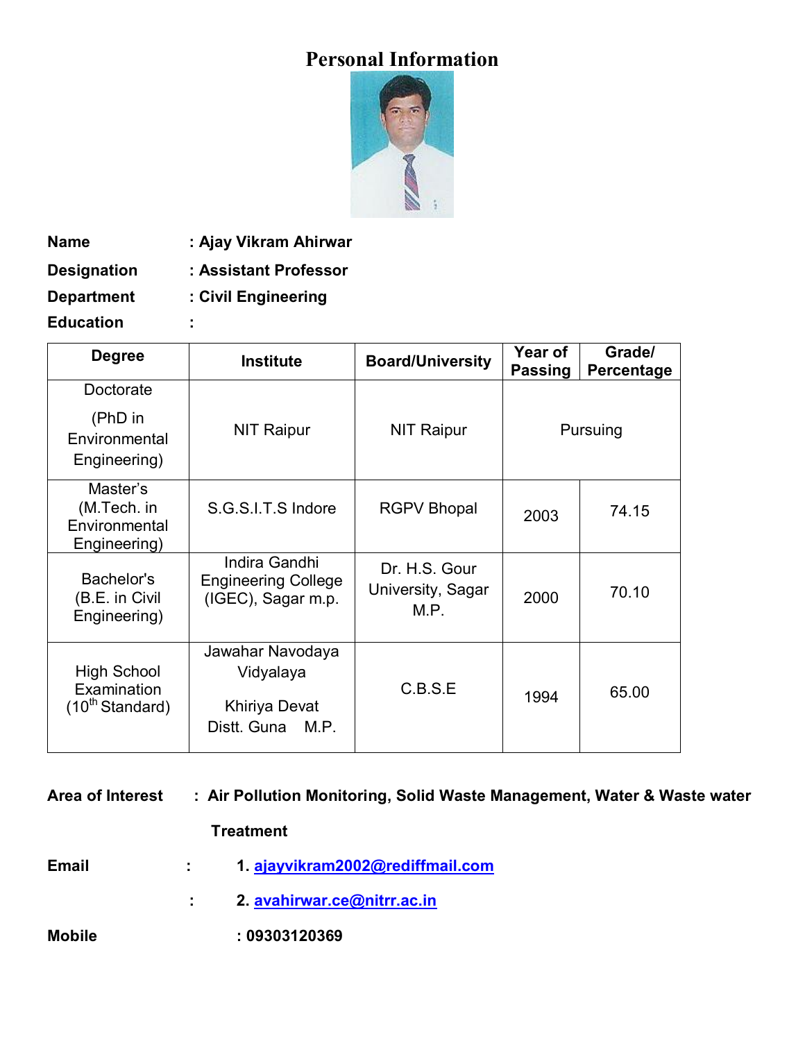# Personal Information

**Name** : **Ajay Vikram Ahirwar**

**Designation** : **Assistant Professor**

**Department** : **Civil Engineering**

**Education** :

| Degree | Institute | Board/University | Year of Passing | Grade/ Percentage |
|---|---|---|---|---|
| Doctorate (PhD in Environmental Engineering) | NIT Raipur | NIT Raipur | Pursuing | |
| Master's (M.Tech. in Environmental Engineering) | S.G.S.I.T.S Indore | RGPV Bhopal | 2003 | 74.15 |
| Bachelor's (B.E. in Civil Engineering) | Indira Gandhi Engineering College (IGEC), Sagar m.p. | Dr. H.S. Gour University, Sagar M.P. | 2000 | 70.10 |
| High School Examination ($10^{th}$ Standard) | Jawahar Navodaya Vidyalaya Khiriya Devat Distt. Guna M.P. | C.B.S.E | 1994 | 65.00 |

**Area of Interest** : **Air Pollution Monitoring, Solid Waste Management, Water & Waste water Treatment**

**Email** : **1. ajayvikram2002@rediffmail.com**

: **2. avahirwar.ce@nitrr.ac.in**

**Mobile** : **09303120369**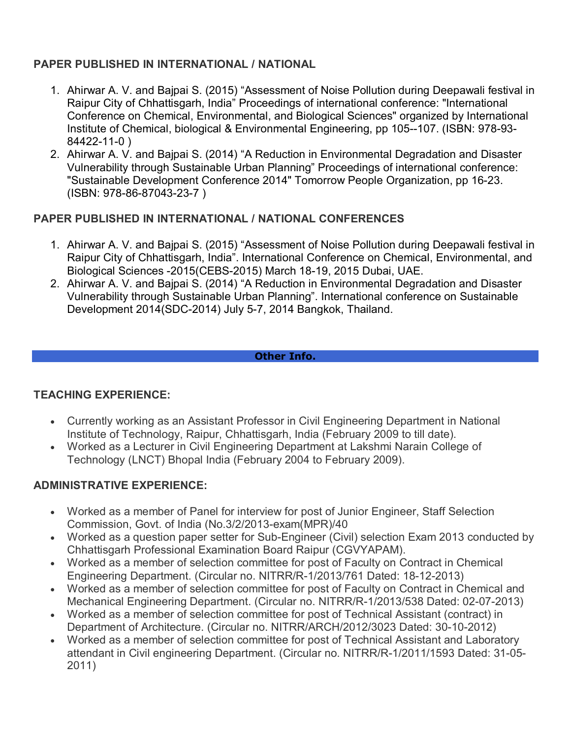### PAPER PUBLISHED IN INTERNATIONAL / NATIONAL

1. Ahirwar A. V. and Bajpai S. (2015) "Assessment of Noise Pollution during Deepawali festival in Raipur City of Chhattisgarh, India" Proceedings of international conference: "International Conference on Chemical, Environmental, and Biological Sciences" organized by International Institute of Chemical, biological & Environmental Engineering, pp 105--107. (ISBN: 978-93-84422-11-0 )
2. Ahirwar A. V. and Bajpai S. (2014) "A Reduction in Environmental Degradation and Disaster Vulnerability through Sustainable Urban Planning" Proceedings of international conference: "Sustainable Development Conference 2014" Tomorrow People Organization, pp 16-23. (ISBN: 978-86-87043-23-7 )

### PAPER PUBLISHED IN INTERNATIONAL / NATIONAL CONFERENCES

1. Ahirwar A. V. and Bajpai S. (2015) "Assessment of Noise Pollution during Deepawali festival in Raipur City of Chhattisgarh, India". International Conference on Chemical, Environmental, and Biological Sciences -2015(CEBS-2015) March 18-19, 2015 Dubai, UAE.
2. Ahirwar A. V. and Bajpai S. (2014) "A Reduction in Environmental Degradation and Disaster Vulnerability through Sustainable Urban Planning". International conference on Sustainable Development 2014(SDC-2014) July 5-7, 2014 Bangkok, Thailand.

## Other Info.

### TEACHING EXPERIENCE:

- Currently working as an Assistant Professor in Civil Engineering Department in National Institute of Technology, Raipur, Chhattisgarh, India (February 2009 to till date).
- Worked as a Lecturer in Civil Engineering Department at Lakshmi Narain College of Technology (LNCT) Bhopal India (February 2004 to February 2009).

### ADMINISTRATIVE EXPERIENCE:

- Worked as a member of Panel for interview for post of Junior Engineer, Staff Selection Commission, Govt. of India (No.3/2/2013-exam(MPR)/40
- Worked as a question paper setter for Sub-Engineer (Civil) selection Exam 2013 conducted by Chhattisgarh Professional Examination Board Raipur (CGVYAPAM).
- Worked as a member of selection committee for post of Faculty on Contract in Chemical Engineering Department. (Circular no. NITRR/R-1/2013/761 Dated: 18-12-2013)
- Worked as a member of selection committee for post of Faculty on Contract in Chemical and Mechanical Engineering Department. (Circular no. NITRR/R-1/2013/538 Dated: 02-07-2013)
- Worked as a member of selection committee for post of Technical Assistant (contract) in Department of Architecture. (Circular no. NITRR/ARCH/2012/3023 Dated: 30-10-2012)
- Worked as a member of selection committee for post of Technical Assistant and Laboratory attendant in Civil engineering Department. (Circular no. NITRR/R-1/2011/1593 Dated: 31-05-2011)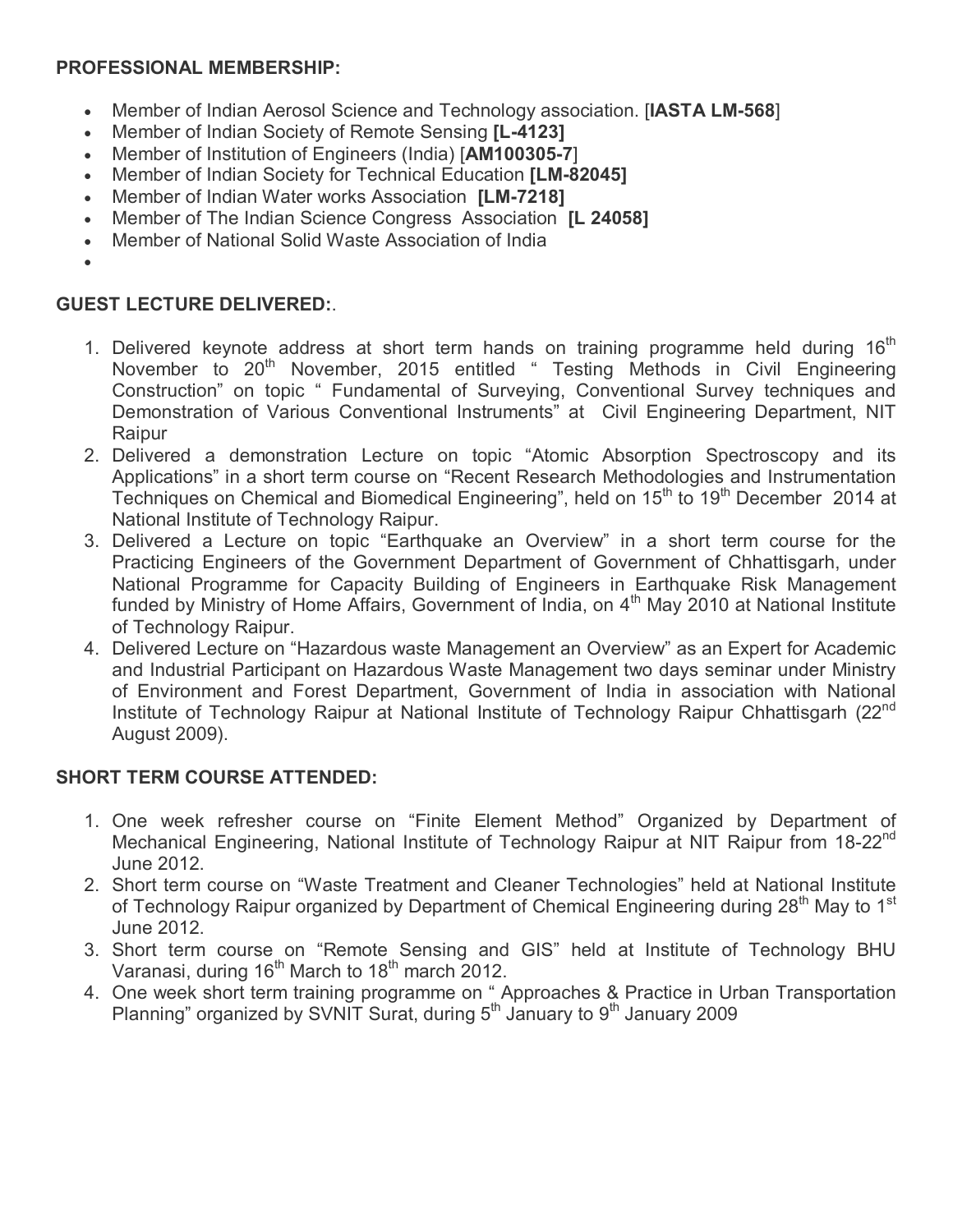**PROFESSIONAL MEMBERSHIP:**

- Member of Indian Aerosol Science and Technology association. [**IASTA LM-568**]
- Member of Indian Society of Remote Sensing **[L-4123]**
- Member of Institution of Engineers (India) [**AM100305-7**]
- Member of Indian Society for Technical Education **[LM-82045]**
- Member of Indian Water works Association **[LM-7218]**
- Member of The Indian Science Congress Association **[L 24058]**
- Member of National Solid Waste Association of India

**GUEST LECTURE DELIVERED:**.

1. Delivered keynote address at short term hands on training programme held during 16th November to 20th November, 2015 entitled " Testing Methods in Civil Engineering Construction" on topic " Fundamental of Surveying, Conventional Survey techniques and Demonstration of Various Conventional Instruments" at Civil Engineering Department, NIT Raipur
2. Delivered a demonstration Lecture on topic "Atomic Absorption Spectroscopy and its Applications" in a short term course on "Recent Research Methodologies and Instrumentation Techniques on Chemical and Biomedical Engineering", held on 15th to 19th December 2014 at National Institute of Technology Raipur.
3. Delivered a Lecture on topic "Earthquake an Overview" in a short term course for the Practicing Engineers of the Government Department of Government of Chhattisgarh, under National Programme for Capacity Building of Engineers in Earthquake Risk Management funded by Ministry of Home Affairs, Government of India, on 4th May 2010 at National Institute of Technology Raipur.
4. Delivered Lecture on "Hazardous waste Management an Overview" as an Expert for Academic and Industrial Participant on Hazardous Waste Management two days seminar under Ministry of Environment and Forest Department, Government of India in association with National Institute of Technology Raipur at National Institute of Technology Raipur Chhattisgarh (22nd August 2009).

**SHORT TERM COURSE ATTENDED:**

1. One week refresher course on "Finite Element Method" Organized by Department of Mechanical Engineering, National Institute of Technology Raipur at NIT Raipur from 18-22nd June 2012.
2. Short term course on "Waste Treatment and Cleaner Technologies" held at National Institute of Technology Raipur organized by Department of Chemical Engineering during 28th May to 1st June 2012.
3. Short term course on "Remote Sensing and GIS" held at Institute of Technology BHU Varanasi, during 16th March to 18th march 2012.
4. One week short term training programme on " Approaches & Practice in Urban Transportation Planning" organized by SVNIT Surat, during 5th January to 9th January 2009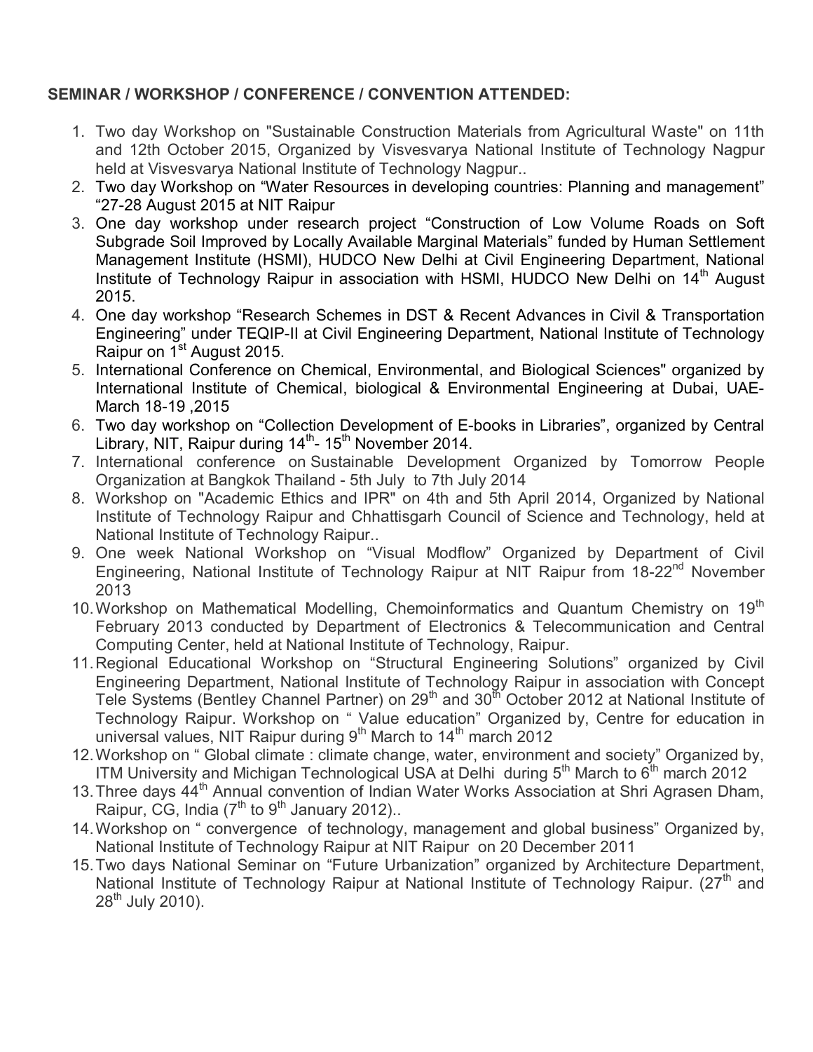**SEMINAR / WORKSHOP / CONFERENCE / CONVENTION ATTENDED:**

1. Two day Workshop on "Sustainable Construction Materials from Agricultural Waste" on 11th and 12th October 2015, Organized by Visvesvarya National Institute of Technology Nagpur held at Visvesvarya National Institute of Technology Nagpur..
2. Two day Workshop on "Water Resources in developing countries: Planning and management" "27-28 August 2015 at NIT Raipur
3. One day workshop under research project "Construction of Low Volume Roads on Soft Subgrade Soil Improved by Locally Available Marginal Materials" funded by Human Settlement Management Institute (HSMI), HUDCO New Delhi at Civil Engineering Department, National Institute of Technology Raipur in association with HSMI, HUDCO New Delhi on 14th August 2015.
4. One day workshop "Research Schemes in DST & Recent Advances in Civil & Transportation Engineering" under TEQIP-II at Civil Engineering Department, National Institute of Technology Raipur on 1st August 2015.
5. International Conference on Chemical, Environmental, and Biological Sciences" organized by International Institute of Chemical, biological & Environmental Engineering at Dubai, UAE-March 18-19 ,2015
6. Two day workshop on "Collection Development of E-books in Libraries", organized by Central Library, NIT, Raipur during 14th- 15th November 2014.
7. International conference on Sustainable Development Organized by Tomorrow People Organization at Bangkok Thailand - 5th July to 7th July 2014
8. Workshop on "Academic Ethics and IPR" on 4th and 5th April 2014, Organized by National Institute of Technology Raipur and Chhattisgarh Council of Science and Technology, held at National Institute of Technology Raipur..
9. One week National Workshop on "Visual Modflow" Organized by Department of Civil Engineering, National Institute of Technology Raipur at NIT Raipur from 18-22nd November 2013
10. Workshop on Mathematical Modelling, Chemoinformatics and Quantum Chemistry on 19th February 2013 conducted by Department of Electronics & Telecommunication and Central Computing Center, held at National Institute of Technology, Raipur.
11. Regional Educational Workshop on "Structural Engineering Solutions" organized by Civil Engineering Department, National Institute of Technology Raipur in association with Concept Tele Systems (Bentley Channel Partner) on 29th and 30th October 2012 at National Institute of Technology Raipur. Workshop on " Value education" Organized by, Centre for education in universal values, NIT Raipur during 9th March to 14th march 2012
12. Workshop on " Global climate : climate change, water, environment and society" Organized by, ITM University and Michigan Technological USA at Delhi during 5th March to 6th march 2012
13. Three days 44th Annual convention of Indian Water Works Association at Shri Agrasen Dham, Raipur, CG, India (7th to 9th January 2012)..
14. Workshop on " convergence of technology, management and global business" Organized by, National Institute of Technology Raipur at NIT Raipur on 20 December 2011
15. Two days National Seminar on "Future Urbanization" organized by Architecture Department, National Institute of Technology Raipur at National Institute of Technology Raipur. (27th and 28th July 2010).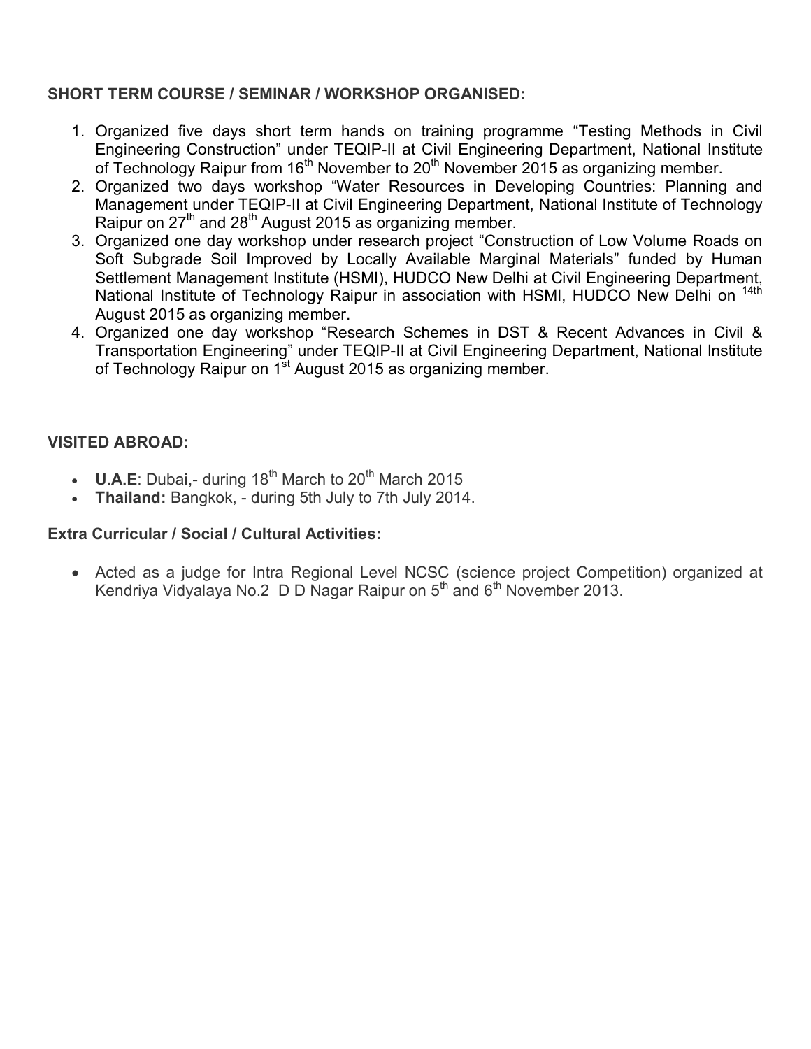**SHORT TERM COURSE / SEMINAR / WORKSHOP ORGANISED:**

1. Organized five days short term hands on training programme "Testing Methods in Civil Engineering Construction" under TEQIP-II at Civil Engineering Department, National Institute of Technology Raipur from 16th November to 20th November 2015 as organizing member.
2. Organized two days workshop "Water Resources in Developing Countries: Planning and Management under TEQIP-II at Civil Engineering Department, National Institute of Technology Raipur on 27th and 28th August 2015 as organizing member.
3. Organized one day workshop under research project "Construction of Low Volume Roads on Soft Subgrade Soil Improved by Locally Available Marginal Materials" funded by Human Settlement Management Institute (HSMI), HUDCO New Delhi at Civil Engineering Department, National Institute of Technology Raipur in association with HSMI, HUDCO New Delhi on 14th August 2015 as organizing member.
4. Organized one day workshop "Research Schemes in DST & Recent Advances in Civil & Transportation Engineering" under TEQIP-II at Civil Engineering Department, National Institute of Technology Raipur on 1st August 2015 as organizing member.

**VISITED ABROAD:**

- **U.A.E**: Dubai,- during 18th March to 20th March 2015
- **Thailand:** Bangkok, - during 5th July to 7th July 2014.

**Extra Curricular / Social / Cultural Activities:**

- Acted as a judge for Intra Regional Level NCSC (science project Competition) organized at Kendriya Vidyalaya No.2 D D Nagar Raipur on 5th and 6th November 2013.